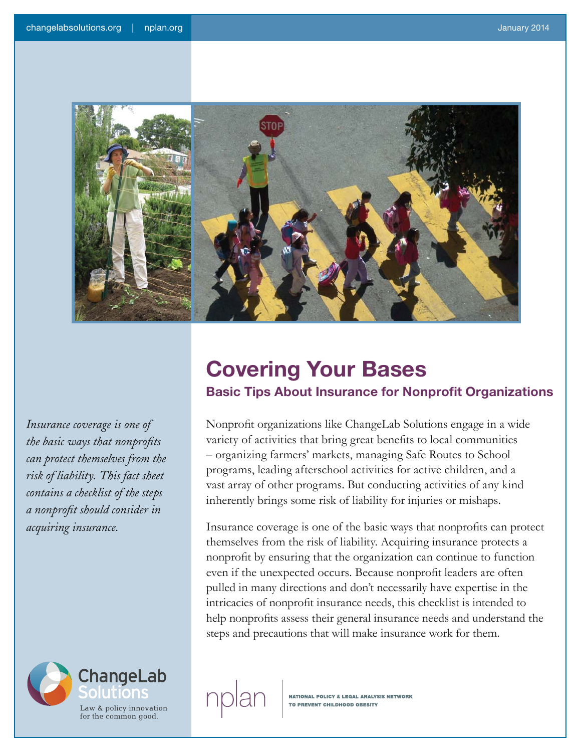# Covering Your Bases

## Basic Tips About Insurance for Nonprofit Organizations

*Insurance coverage is one of the basic ways that nonprofits can protect themselves from the risk of liability. This fact sheet contains a checklist of the steps a nonprofit should consider in acquiring insurance.*

Nonprofit organizations like ChangeLab Solutions engage in a wide variety of activities that bring great benefits to local communities – organizing farmers' markets, managing Safe Routes to School programs, leading afterschool activities for active children, and a vast array of other programs. But conducting activities of any kind inherently brings some risk of liability for injuries or mishaps.

Insurance coverage is one of the basic ways that nonprofits can protect themselves from the risk of liability. Acquiring insurance protects a nonprofit by ensuring that the organization can continue to function even if the unexpected occurs. Because nonprofit leaders are often pulled in many directions and don't necessarily have expertise in the intricacies of nonprofit insurance needs, this checklist is intended to help nonprofits assess their general insurance needs and understand the steps and precautions that will make insurance work for them.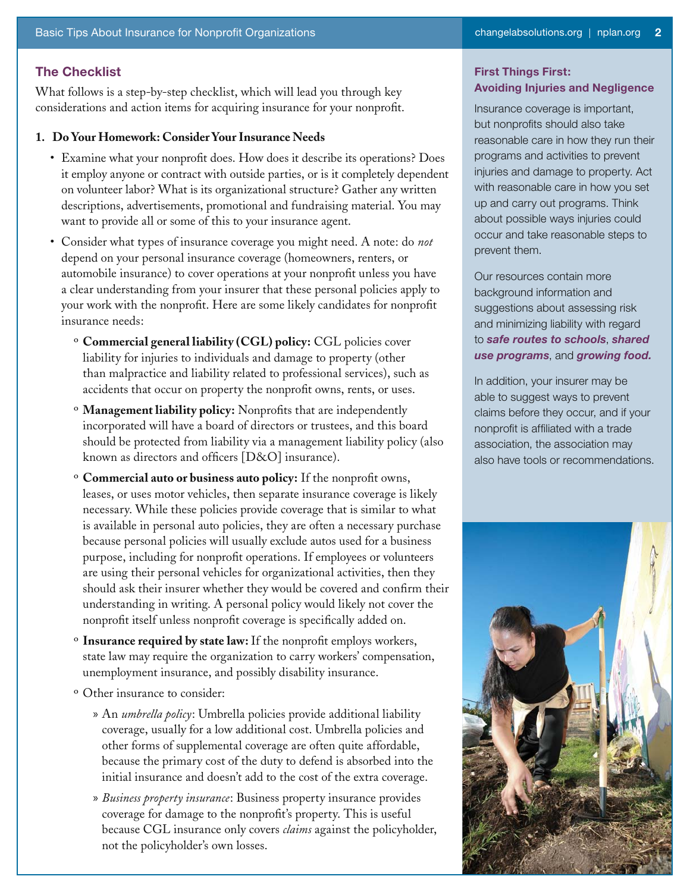## The Checklist

What follows is a step-by-step checklist, which will lead you through key considerations and action items for acquiring insurance for your nonprofit.

### 1. Do Your Homework: Consider Your Insurance Needs

- Examine what your nonprofit does. How does it describe its operations? Does it employ anyone or contract with outside parties, or is it completely dependent on volunteer labor? What is its organizational structure? Gather any written descriptions, advertisements, promotional and fundraising material. You may want to provide all or some of this to your insurance agent.
- Consider what types of insurance coverage you might need. A note: do *not* depend on your personal insurance coverage (homeowners, renters, or automobile insurance) to cover operations at your nonprofit unless you have a clear understanding from your insurer that these personal policies apply to your work with the nonprofit. Here are some likely candidates for nonprofit insurance needs:
  - **Commercial general liability (CGL) policy:** CGL policies cover liability for injuries to individuals and damage to property (other than malpractice and liability related to professional services), such as accidents that occur on property the nonprofit owns, rents, or uses.
  - **Management liability policy:** Nonprofits that are independently incorporated will have a board of directors or trustees, and this board should be protected from liability via a management liability policy (also known as directors and officers [D&O] insurance).
  - **Commercial auto or business auto policy:** If the nonprofit owns, leases, or uses motor vehicles, then separate insurance coverage is likely necessary. While these policies provide coverage that is similar to what is available in personal auto policies, they are often a necessary purchase because personal policies will usually exclude autos used for a business purpose, including for nonprofit operations. If employees or volunteers are using their personal vehicles for organizational activities, then they should ask their insurer whether they would be covered and confirm their understanding in writing. A personal policy would likely not cover the nonprofit itself unless nonprofit coverage is specifically added on.
  - **Insurance required by state law:** If the nonprofit employs workers, state law may require the organization to carry workers' compensation, unemployment insurance, and possibly disability insurance.
  - Other insurance to consider:
    - An *umbrella policy*: Umbrella policies provide additional liability coverage, usually for a low additional cost. Umbrella policies and other forms of supplemental coverage are often quite affordable, because the primary cost of the duty to defend is absorbed into the initial insurance and doesn't add to the cost of the extra coverage.
    - *Business property insurance*: Business property insurance provides coverage for damage to the nonprofit's property. This is useful because CGL insurance only covers *claims* against the policyholder, not the policyholder's own losses.

### First Things First: Avoiding Injuries and Negligence

Insurance coverage is important, but nonprofits should also take reasonable care in how they run their programs and activities to prevent injuries and damage to property. Act with reasonable care in how you set up and carry out programs. Think about possible ways injuries could occur and take reasonable steps to prevent them.

Our resources contain more background information and suggestions about assessing risk and minimizing liability with regard to ***safe routes to schools***, ***shared use programs***, and ***growing food.***

In addition, your insurer may be able to suggest ways to prevent claims before they occur, and if your nonprofit is affiliated with a trade association, the association may also have tools or recommendations.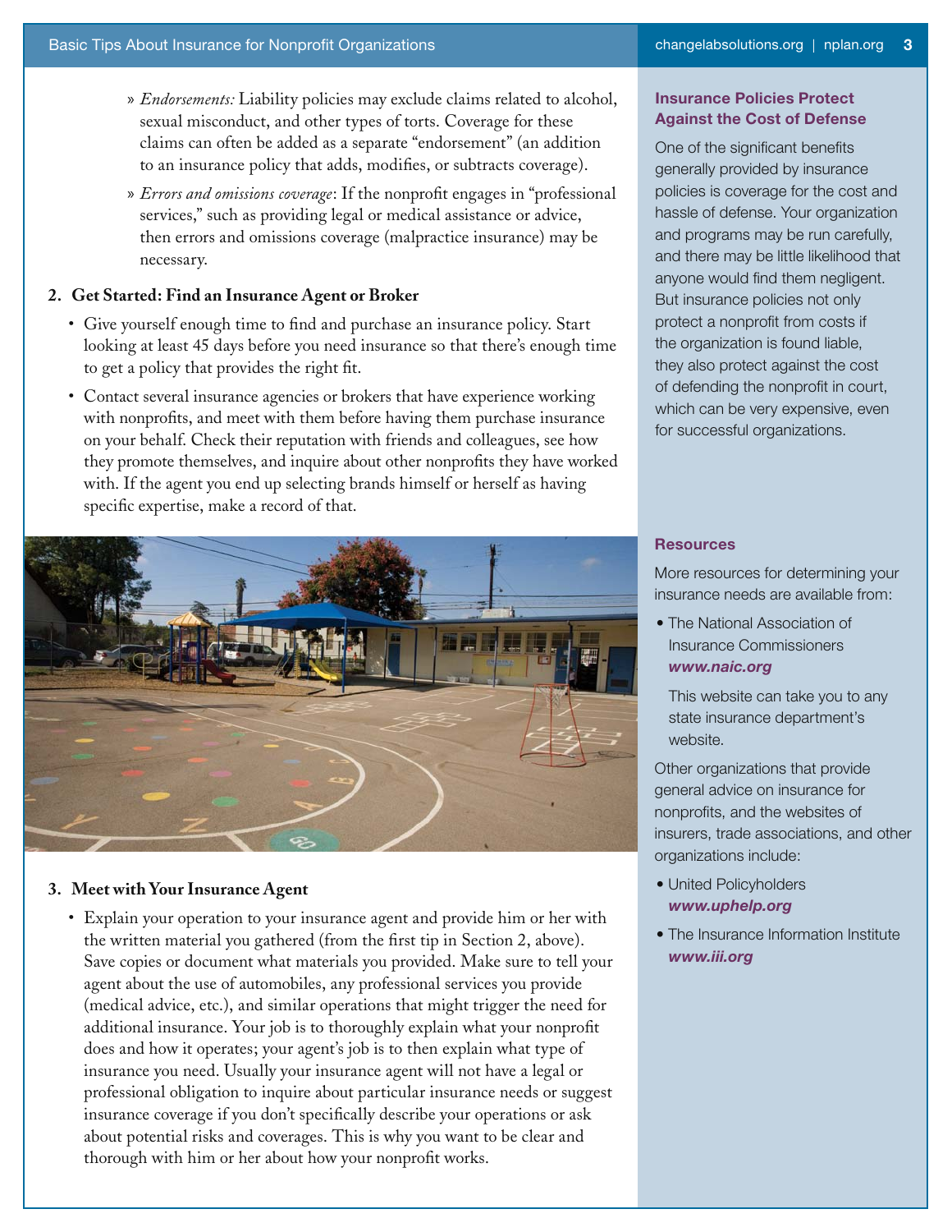- *Endorsements:* Liability policies may exclude claims related to alcohol, sexual misconduct, and other types of torts. Coverage for these claims can often be added as a separate "endorsement" (an addition to an insurance policy that adds, modifies, or subtracts coverage).
- *Errors and omissions coverage*: If the nonprofit engages in "professional services," such as providing legal or medical assistance or advice, then errors and omissions coverage (malpractice insurance) may be necessary.

**2. Get Started: Find an Insurance Agent or Broker**

- Give yourself enough time to find and purchase an insurance policy. Start looking at least 45 days before you need insurance so that there's enough time to get a policy that provides the right fit.
- Contact several insurance agencies or brokers that have experience working with nonprofits, and meet with them before having them purchase insurance on your behalf. Check their reputation with friends and colleagues, see how they promote themselves, and inquire about other nonprofits they have worked with. If the agent you end up selecting brands himself or herself as having specific expertise, make a record of that.

**3. Meet with Your Insurance Agent**

- Explain your operation to your insurance agent and provide him or her with the written material you gathered (from the first tip in Section 2, above). Save copies or document what materials you provided. Make sure to tell your agent about the use of automobiles, any professional services you provide (medical advice, etc.), and similar operations that might trigger the need for additional insurance. Your job is to thoroughly explain what your nonprofit does and how it operates; your agent's job is to then explain what type of insurance you need. Usually your insurance agent will not have a legal or professional obligation to inquire about particular insurance needs or suggest insurance coverage if you don't specifically describe your operations or ask about potential risks and coverages. This is why you want to be clear and thorough with him or her about how your nonprofit works.

### Insurance Policies Protect Against the Cost of Defense

One of the significant benefits generally provided by insurance policies is coverage for the cost and hassle of defense. Your organization and programs may be run carefully, and there may be little likelihood that anyone would find them negligent. But insurance policies not only protect a nonprofit from costs if the organization is found liable, they also protect against the cost of defending the nonprofit in court, which can be very expensive, even for successful organizations.

### Resources

More resources for determining your insurance needs are available from:

- The National Association of Insurance Commissioners ***www.naic.org***

  This website can take you to any state insurance department's website.

Other organizations that provide general advice on insurance for nonprofits, and the websites of insurers, trade associations, and other organizations include:

- United Policyholders ***www.uphelp.org***
- The Insurance Information Institute ***www.iii.org***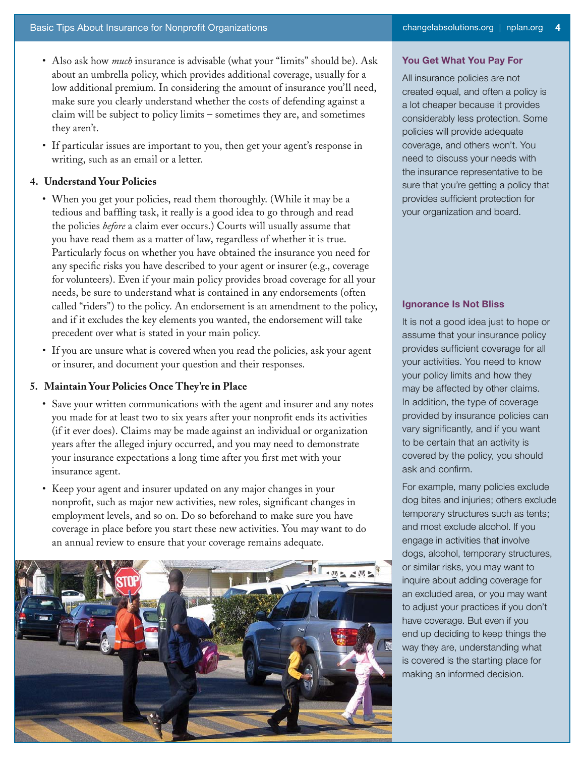- Also ask how *much* insurance is advisable (what your "limits" should be). Ask about an umbrella policy, which provides additional coverage, usually for a low additional premium. In considering the amount of insurance you'll need, make sure you clearly understand whether the costs of defending against a claim will be subject to policy limits – sometimes they are, and sometimes they aren't.
- If particular issues are important to you, then get your agent's response in writing, such as an email or a letter.

## 4. Understand Your Policies

- When you get your policies, read them thoroughly. (While it may be a tedious and baffling task, it really is a good idea to go through and read the policies *before* a claim ever occurs.) Courts will usually assume that you have read them as a matter of law, regardless of whether it is true. Particularly focus on whether you have obtained the insurance you need for any specific risks you have described to your agent or insurer (e.g., coverage for volunteers). Even if your main policy provides broad coverage for all your needs, be sure to understand what is contained in any endorsements (often called "riders") to the policy. An endorsement is an amendment to the policy, and if it excludes the key elements you wanted, the endorsement will take precedent over what is stated in your main policy.
- If you are unsure what is covered when you read the policies, ask your agent or insurer, and document your question and their responses.

## 5. Maintain Your Policies Once They're in Place

- Save your written communications with the agent and insurer and any notes you made for at least two to six years after your nonprofit ends its activities (if it ever does). Claims may be made against an individual or organization years after the alleged injury occurred, and you may need to demonstrate your insurance expectations a long time after you first met with your insurance agent.
- Keep your agent and insurer updated on any major changes in your nonprofit, such as major new activities, new roles, significant changes in employment levels, and so on. Do so beforehand to make sure you have coverage in place before you start these new activities. You may want to do an annual review to ensure that your coverage remains adequate.

### You Get What You Pay For

All insurance policies are not created equal, and often a policy is a lot cheaper because it provides considerably less protection. Some policies will provide adequate coverage, and others won't. You need to discuss your needs with the insurance representative to be sure that you're getting a policy that provides sufficient protection for your organization and board.

### Ignorance Is Not Bliss

It is not a good idea just to hope or assume that your insurance policy provides sufficient coverage for all your activities. You need to know your policy limits and how they may be affected by other claims. In addition, the type of coverage provided by insurance policies can vary significantly, and if you want to be certain that an activity is covered by the policy, you should ask and confirm.

For example, many policies exclude dog bites and injuries; others exclude temporary structures such as tents; and most exclude alcohol. If you engage in activities that involve dogs, alcohol, temporary structures, or similar risks, you may want to inquire about adding coverage for an excluded area, or you may want to adjust your practices if you don't have coverage. But even if you end up deciding to keep things the way they are, understanding what is covered is the starting place for making an informed decision.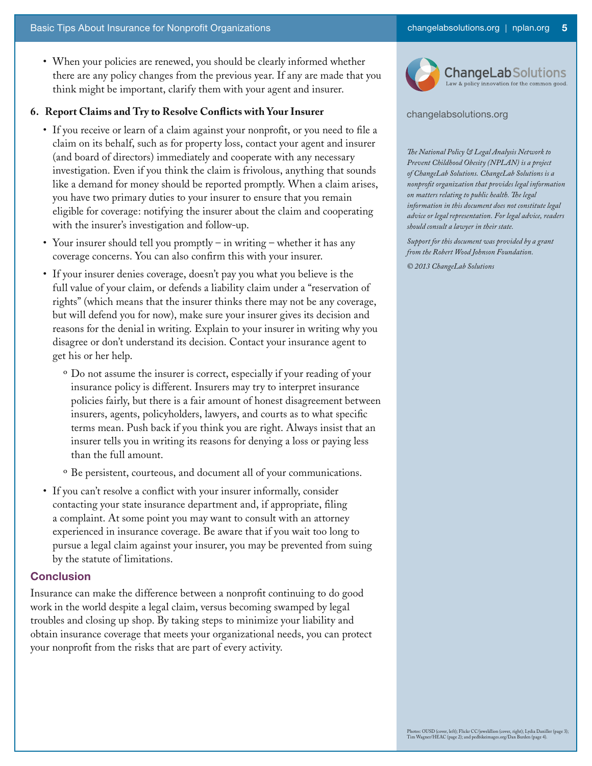- When your policies are renewed, you should be clearly informed whether there are any policy changes from the previous year. If any are made that you think might be important, clarify them with your agent and insurer.

**6. Report Claims and Try to Resolve Conflicts with Your Insurer**

- If you receive or learn of a claim against your nonprofit, or you need to file a claim on its behalf, such as for property loss, contact your agent and insurer (and board of directors) immediately and cooperate with any necessary investigation. Even if you think the claim is frivolous, anything that sounds like a demand for money should be reported promptly. When a claim arises, you have two primary duties to your insurer to ensure that you remain eligible for coverage: notifying the insurer about the claim and cooperating with the insurer's investigation and follow-up.
- Your insurer should tell you promptly – in writing – whether it has any coverage concerns. You can also confirm this with your insurer.
- If your insurer denies coverage, doesn't pay you what you believe is the full value of your claim, or defends a liability claim under a "reservation of rights" (which means that the insurer thinks there may not be any coverage, but will defend you for now), make sure your insurer gives its decision and reasons for the denial in writing. Explain to your insurer in writing why you disagree or don't understand its decision. Contact your insurance agent to get his or her help.
  - Do not assume the insurer is correct, especially if your reading of your insurance policy is different. Insurers may try to interpret insurance policies fairly, but there is a fair amount of honest disagreement between insurers, agents, policyholders, lawyers, and courts as to what specific terms mean. Push back if you think you are right. Always insist that an insurer tells you in writing its reasons for denying a loss or paying less than the full amount.
  - Be persistent, courteous, and document all of your communications.
- If you can't resolve a conflict with your insurer informally, consider contacting your state insurance department and, if appropriate, filing a complaint. At some point you may want to consult with an attorney experienced in insurance coverage. Be aware that if you wait too long to pursue a legal claim against your insurer, you may be prevented from suing by the statute of limitations.

## Conclusion

Insurance can make the difference between a nonprofit continuing to do good work in the world despite a legal claim, versus becoming swamped by legal troubles and closing up shop. By taking steps to minimize your liability and obtain insurance coverage that meets your organizational needs, you can protect your nonprofit from the risks that are part of every activity.

ChangeLab Solutions
Law & policy innovation for the common good.

changelabsolutions.org

*The National Policy & Legal Analysis Network to Prevent Childhood Obesity (NPLAN) is a project of ChangeLab Solutions. ChangeLab Solutions is a nonprofit organization that provides legal information on matters relating to public health. The legal information in this document does not constitute legal advice or legal representation. For legal advice, readers should consult a lawyer in their state.*

*Support for this document was provided by a grant from the Robert Wood Johnson Foundation.*

*© 2013 ChangeLab Solutions*

Photos: OUSD (cover, left); Flickr CC/jeweldlion (cover, right); Lydia Daniller (page 3); Tim Wagner/HEAC (page 2); and pedbikeimages.org/Dan Burden (page 4).